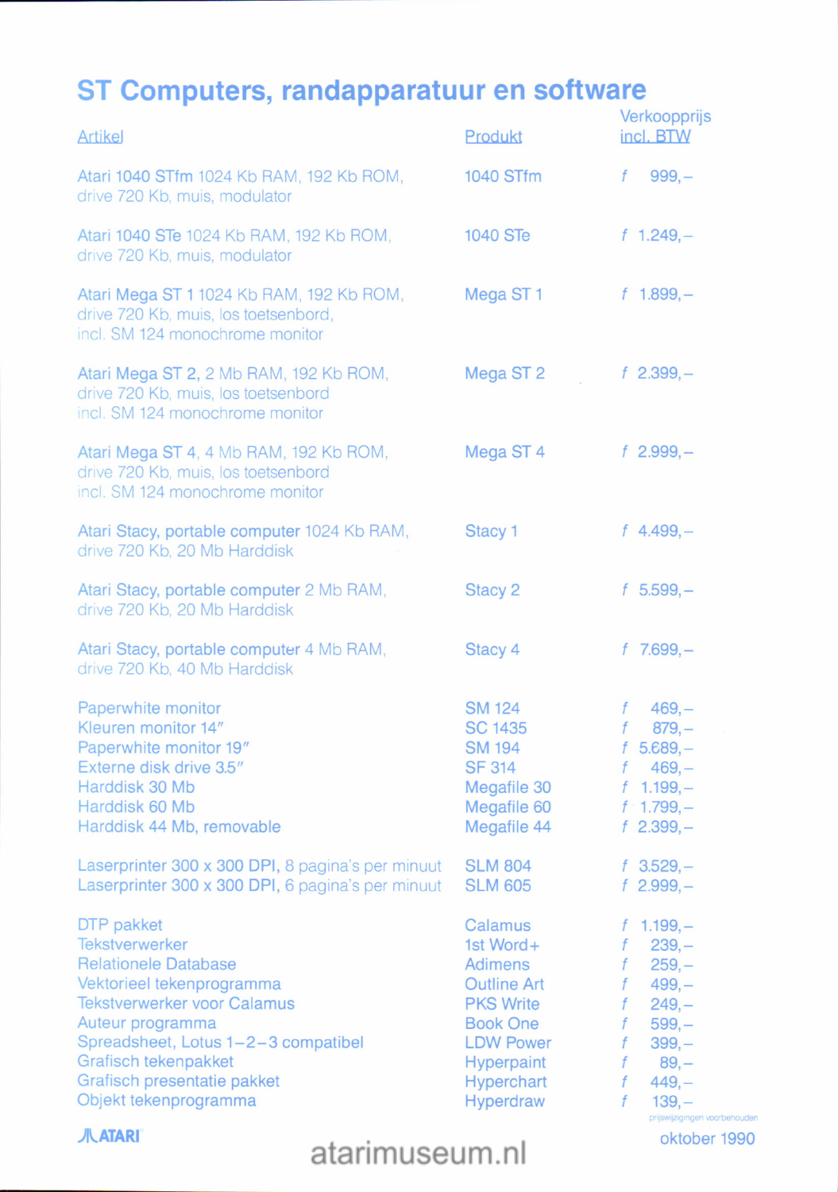# ST Computers, randapparatuur en software

| Artikel | Produkt | Verkoopprijs incl. BTW |
|---|---|---|
| Atari 1040 STfm 1024 Kb RAM, 192 Kb ROM, drive 720 Kb, muis, modulator | 1040 STfm | f 999,– |
| Atari 1040 STe 1024 Kb RAM, 192 Kb ROM, drive 720 Kb, muis, modulator | 1040 STe | f 1.249,– |
| Atari Mega ST 1 1024 Kb RAM, 192 Kb ROM, drive 720 Kb, muis, los toetsenbord, incl. SM 124 monochrome monitor | Mega ST 1 | f 1.899,– |
| Atari Mega ST 2, 2 Mb RAM, 192 Kb ROM, drive 720 Kb, muis, los toetsenbord incl. SM 124 monochrome monitor | Mega ST 2 | f 2.399,– |
| Atari Mega ST 4, 4 Mb RAM, 192 Kb ROM, drive 720 Kb, muis, los toetsenbord incl. SM 124 monochrome monitor | Mega ST 4 | f 2.999,– |
| Atari Stacy, portable computer 1024 Kb RAM, drive 720 Kb, 20 Mb Harddisk | Stacy 1 | f 4.499,– |
| Atari Stacy, portable computer 2 Mb RAM, drive 720 Kb, 20 Mb Harddisk | Stacy 2 | f 5.599,– |
| Atari Stacy, portable computer 4 Mb RAM, drive 720 Kb, 40 Mb Harddisk | Stacy 4 | f 7.699,– |
| Paperwhite monitor | SM 124 | f 469,– |
| Kleuren monitor 14" | SC 1435 | f 879,– |
| Paperwhite monitor 19" | SM 194 | f 5.689,– |
| Externe disk drive 3.5" | SF 314 | f 469,– |
| Harddisk 30 Mb | Megafile 30 | f 1.199,– |
| Harddisk 60 Mb | Megafile 60 | f 1.799,– |
| Harddisk 44 Mb, removable | Megafile 44 | f 2.399,– |
| Laserprinter 300 x 300 DPI, 8 pagina's per minuut | SLM 804 | f 3.529,– |
| Laserprinter 300 x 300 DPI, 6 pagina's per minuut | SLM 605 | f 2.999,– |
| DTP pakket | Calamus | f 1.199,– |
| Tekstverwerker | 1st Word+ | f 239,– |
| Relationele Database | Adimens | f 259,– |
| Vektorieel tekenprogramma | Outline Art | f 499,– |
| Tekstverwerker voor Calamus | PKS Write | f 249,– |
| Auteur programma | Book One | f 599,– |
| Spreadsheet, Lotus 1-2-3 compatibel | LDW Power | f 399,– |
| Grafisch tekenpakket | Hyperpaint | f 89,– |
| Grafisch presentatie pakket | Hyperchart | f 449,– |
| Objekt tekenprogramma | Hyperdraw | f 139,– |

prijswijzigingen voorbehouden

ATARI

oktober 1990

atarimuseum.nl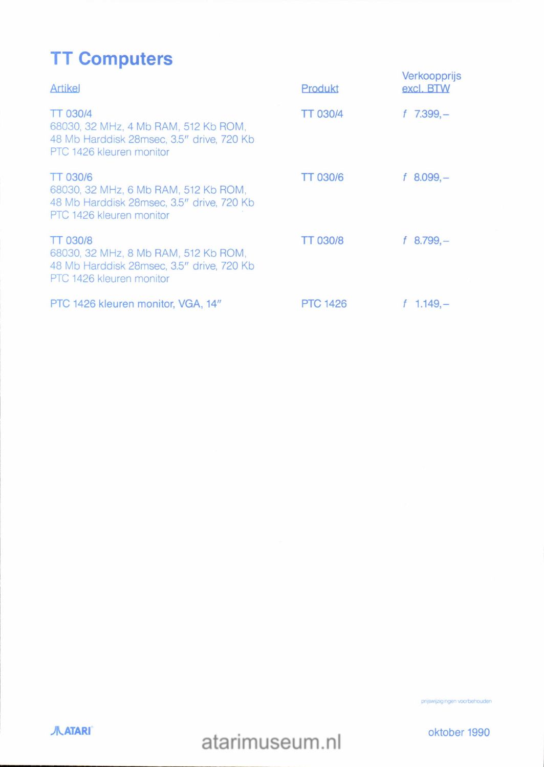# TT Computers

| Artikel | Produkt | Verkoopprijs excl. BTW |
|---|---|---|
| TT 030/4<br>68030, 32 MHz, 4 Mb RAM, 512 Kb ROM, 48 Mb Harddisk 28msec, 3.5″ drive, 720 Kb<br>PTC 1426 kleuren monitor | TT 030/4 | *f* 7.399,– |
| TT 030/6<br>68030, 32 MHz, 6 Mb RAM, 512 Kb ROM, 48 Mb Harddisk 28msec, 3.5″ drive, 720 Kb<br>PTC 1426 kleuren monitor | TT 030/6 | *f* 8.099,– |
| TT 030/8<br>68030, 32 MHz, 8 Mb RAM, 512 Kb ROM, 48 Mb Harddisk 28msec, 3.5″ drive, 720 Kb<br>PTC 1426 kleuren monitor | TT 030/8 | *f* 8.799,– |
| PTC 1426 kleuren monitor, VGA, 14″ | PTC 1426 | *f* 1.149,– |

prijswijzigingen voorbehouden

ATARI

oktober 1990